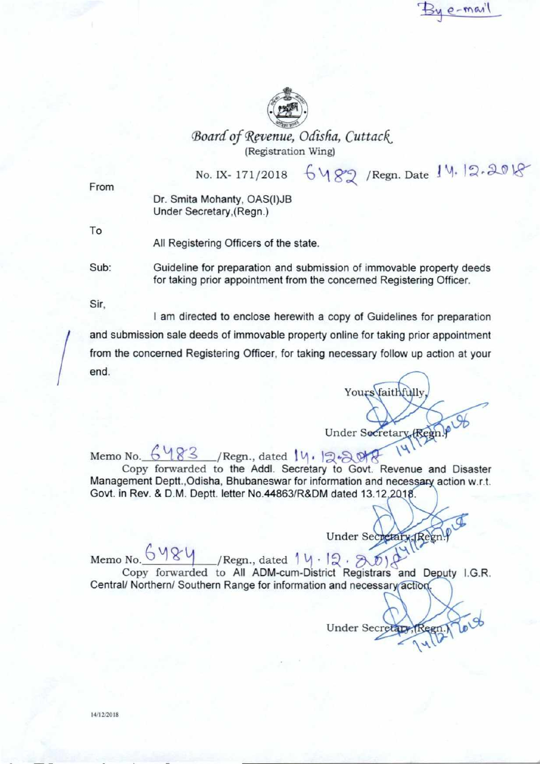By e-mail

# *Board of Revenue, Odisha, Cuttack*

(Registration Wing)

No. IX- 171/2018 6482 /Regn. Date 14.12.2018

From

Dr. Smita Mohanty, OAS(I)JB
Under Secretary,(Regn.)

To

All Registering Officers of the state.

Sub: Guideline for preparation and submission of immovable property deeds for taking prior appointment from the concerned Registering Officer.

Sir,

I am directed to enclose herewith a copy of Guidelines for preparation and submission sale deeds of immovable property online for taking prior appointment from the concerned Registering Officer, for taking necessary follow up action at your end.

Yours faithfully,

Under Secretary,(Regn.)

Memo No. 6483 /Regn., dated 14.12.2018

Copy forwarded to the Addl. Secretary to Govt. Revenue and Disaster Management Deptt.,Odisha, Bhubaneswar for information and necessary action w.r.t. Govt. in Rev. & D.M. Deptt. letter No.44863/R&DM dated 13.12.2018.

Under Secretary,(Regn.)

Memo No. 6484 /Regn., dated 14.12.2018

Copy forwarded to All ADM-cum-District Registrars and Deputy I.G.R. Central/ Northern/ Southern Range for information and necessary action.

Under Secretary,(Regn.)

14/12/2018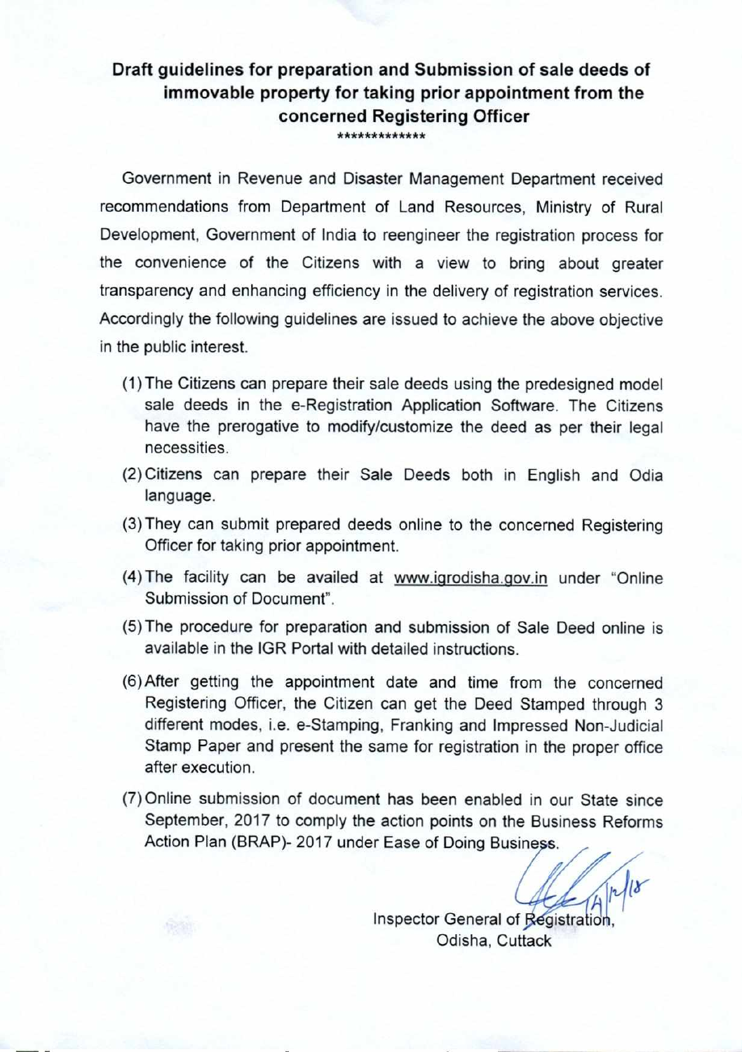# Draft guidelines for preparation and Submission of sale deeds of immovable property for taking prior appointment from the concerned Registering Officer

*************

Government in Revenue and Disaster Management Department received recommendations from Department of Land Resources, Ministry of Rural Development, Government of India to reengineer the registration process for the convenience of the Citizens with a view to bring about greater transparency and enhancing efficiency in the delivery of registration services. Accordingly the following guidelines are issued to achieve the above objective in the public interest.

(1) The Citizens can prepare their sale deeds using the predesigned model sale deeds in the e-Registration Application Software. The Citizens have the prerogative to modify/customize the deed as per their legal necessities.

(2) Citizens can prepare their Sale Deeds both in English and Odia language.

(3) They can submit prepared deeds online to the concerned Registering Officer for taking prior appointment.

(4) The facility can be availed at www.igrodisha.gov.in under "Online Submission of Document".

(5) The procedure for preparation and submission of Sale Deed online is available in the IGR Portal with detailed instructions.

(6) After getting the appointment date and time from the concerned Registering Officer, the Citizen can get the Deed Stamped through 3 different modes, i.e. e-Stamping, Franking and Impressed Non-Judicial Stamp Paper and present the same for registration in the proper office after execution.

(7) Online submission of document has been enabled in our State since September, 2017 to comply the action points on the Business Reforms Action Plan (BRAP)- 2017 under Ease of Doing Business.

4/12/18

Inspector General of Registration,
Odisha, Cuttack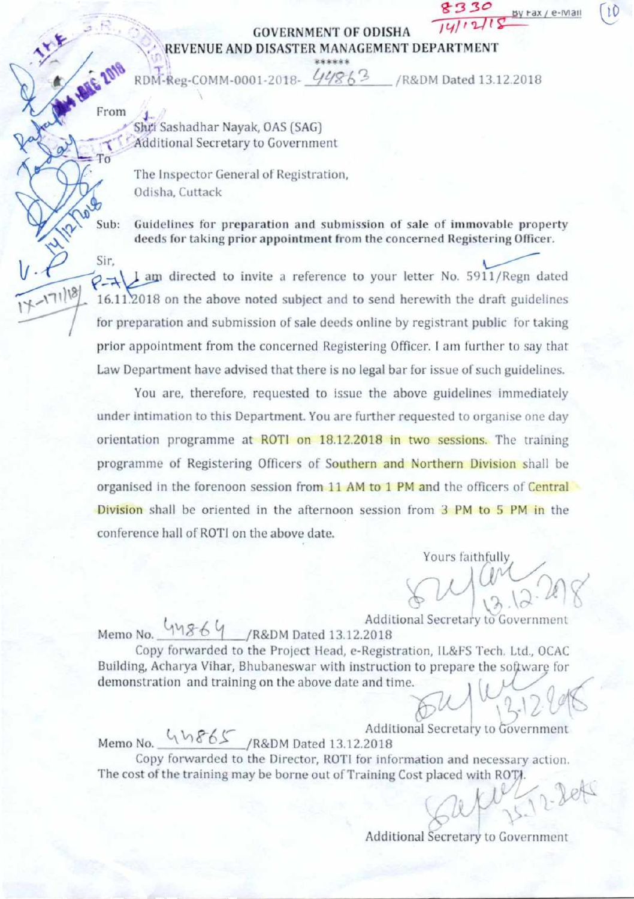8330
14/12/18

By Fax / e-Mail

**GOVERNMENT OF ODISHA**
**REVENUE AND DISASTER MANAGEMENT DEPARTMENT**

\*\*\*\*\*\*

RDM-Reg-COMM-0001-2018- 44863 /R&DM Dated 13.12.2018

From

Shri Sashadhar Nayak, OAS (SAG)
Additional Secretary to Government

To

The Inspector General of Registration,
Odisha, Cuttack

Sub: **Guidelines for preparation and submission of sale of immovable property deeds for taking prior appointment from the concerned Registering Officer.**

Sir,

I am directed to invite a reference to your letter No. 5911/Regn dated 16.11.2018 on the above noted subject and to send herewith the draft guidelines for preparation and submission of sale deeds online by registrant public for taking prior appointment from the concerned Registering Officer. I am further to say that Law Department have advised that there is no legal bar for issue of such guidelines.

You are, therefore, requested to issue the above guidelines immediately under intimation to this Department. You are further requested to organise one day orientation programme at ROTI on 18.12.2018 in two sessions. The training programme of Registering Officers of Southern and Northern Division shall be organised in the forenoon session from 11 AM to 1 PM and the officers of Central Division shall be oriented in the afternoon session from 3 PM to 5 PM in the conference hall of ROTI on the above date.

Yours faithfully

13.12.2018

Additional Secretary to Government

Memo No. 44864 /R&DM Dated 13.12.2018

Copy forwarded to the Project Head, e-Registration, IL&FS Tech. Ltd., OCAC Building, Acharya Vihar, Bhubaneswar with instruction to prepare the software for demonstration and training on the above date and time.

13.12.2018

Additional Secretary to Government

Memo No. 44865 /R&DM Dated 13.12.2018

Copy forwarded to the Director, ROTI for information and necessary action. The cost of the training may be borne out of Training Cost placed with ROTI.

13.12.2018

Additional Secretary to Government